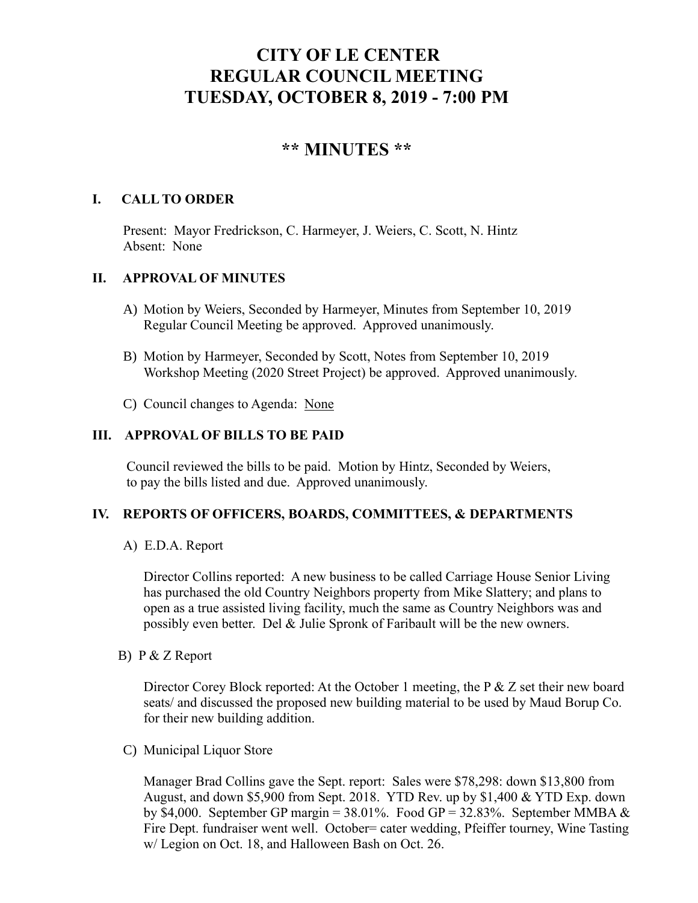# CITY OF LE CENTER
# REGULAR COUNCIL MEETING
# TUESDAY, OCTOBER 8, 2019 - 7:00 PM

## ** MINUTES **

### I. CALL TO ORDER

Present: Mayor Fredrickson, C. Harmeyer, J. Weiers, C. Scott, N. Hintz
Absent: None

### II. APPROVAL OF MINUTES

A) Motion by Weiers, Seconded by Harmeyer, Minutes from September 10, 2019 Regular Council Meeting be approved. Approved unanimously.

B) Motion by Harmeyer, Seconded by Scott, Notes from September 10, 2019 Workshop Meeting (2020 Street Project) be approved. Approved unanimously.

C) Council changes to Agenda: <u>None</u>

### III. APPROVAL OF BILLS TO BE PAID

Council reviewed the bills to be paid. Motion by Hintz, Seconded by Weiers, to pay the bills listed and due. Approved unanimously.

### IV. REPORTS OF OFFICERS, BOARDS, COMMITTEES, & DEPARTMENTS

A) E.D.A. Report

Director Collins reported: A new business to be called Carriage House Senior Living has purchased the old Country Neighbors property from Mike Slattery; and plans to open as a true assisted living facility, much the same as Country Neighbors was and possibly even better. Del & Julie Spronk of Faribault will be the new owners.

B) P & Z Report

Director Corey Block reported: At the October 1 meeting, the P & Z set their new board seats/ and discussed the proposed new building material to be used by Maud Borup Co. for their new building addition.

C) Municipal Liquor Store

Manager Brad Collins gave the Sept. report: Sales were $78,298: down $13,800 from August, and down $5,900 from Sept. 2018. YTD Rev. up by $1,400 & YTD Exp. down by $4,000. September GP margin = 38.01%. Food GP = 32.83%. September MMBA & Fire Dept. fundraiser went well. October= cater wedding, Pfeiffer tourney, Wine Tasting w/ Legion on Oct. 18, and Halloween Bash on Oct. 26.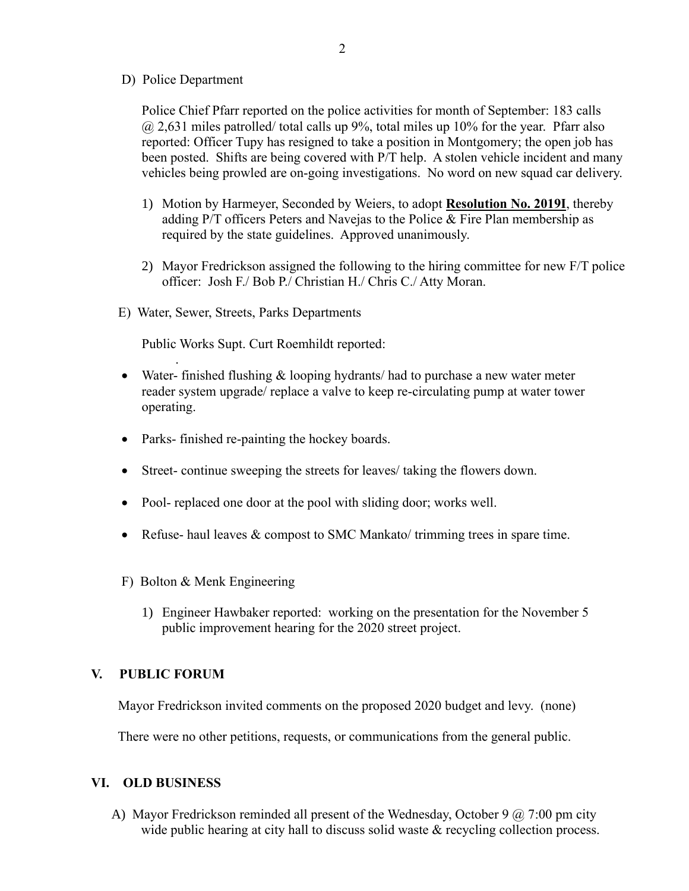D) Police Department

Police Chief Pfarr reported on the police activities for month of September: 183 calls @ 2,631 miles patrolled/ total calls up 9%, total miles up 10% for the year. Pfarr also reported: Officer Tupy has resigned to take a position in Montgomery; the open job has been posted. Shifts are being covered with P/T help. A stolen vehicle incident and many vehicles being prowled are on-going investigations. No word on new squad car delivery.

1) Motion by Harmeyer, Seconded by Weiers, to adopt **Resolution No. 2019I**, thereby adding P/T officers Peters and Navejas to the Police & Fire Plan membership as required by the state guidelines. Approved unanimously.

2) Mayor Fredrickson assigned the following to the hiring committee for new F/T police officer: Josh F./ Bob P./ Christian H./ Chris C./ Atty Moran.

E) Water, Sewer, Streets, Parks Departments

Public Works Supt. Curt Roemhildt reported:

- Water- finished flushing & looping hydrants/ had to purchase a new water meter reader system upgrade/ replace a valve to keep re-circulating pump at water tower operating.
- Parks- finished re-painting the hockey boards.
- Street- continue sweeping the streets for leaves/ taking the flowers down.
- Pool- replaced one door at the pool with sliding door; works well.
- Refuse- haul leaves & compost to SMC Mankato/ trimming trees in spare time.

F) Bolton & Menk Engineering

1) Engineer Hawbaker reported: working on the presentation for the November 5 public improvement hearing for the 2020 street project.

## V. PUBLIC FORUM

Mayor Fredrickson invited comments on the proposed 2020 budget and levy. (none)

There were no other petitions, requests, or communications from the general public.

## VI. OLD BUSINESS

A) Mayor Fredrickson reminded all present of the Wednesday, October 9 @ 7:00 pm city wide public hearing at city hall to discuss solid waste & recycling collection process.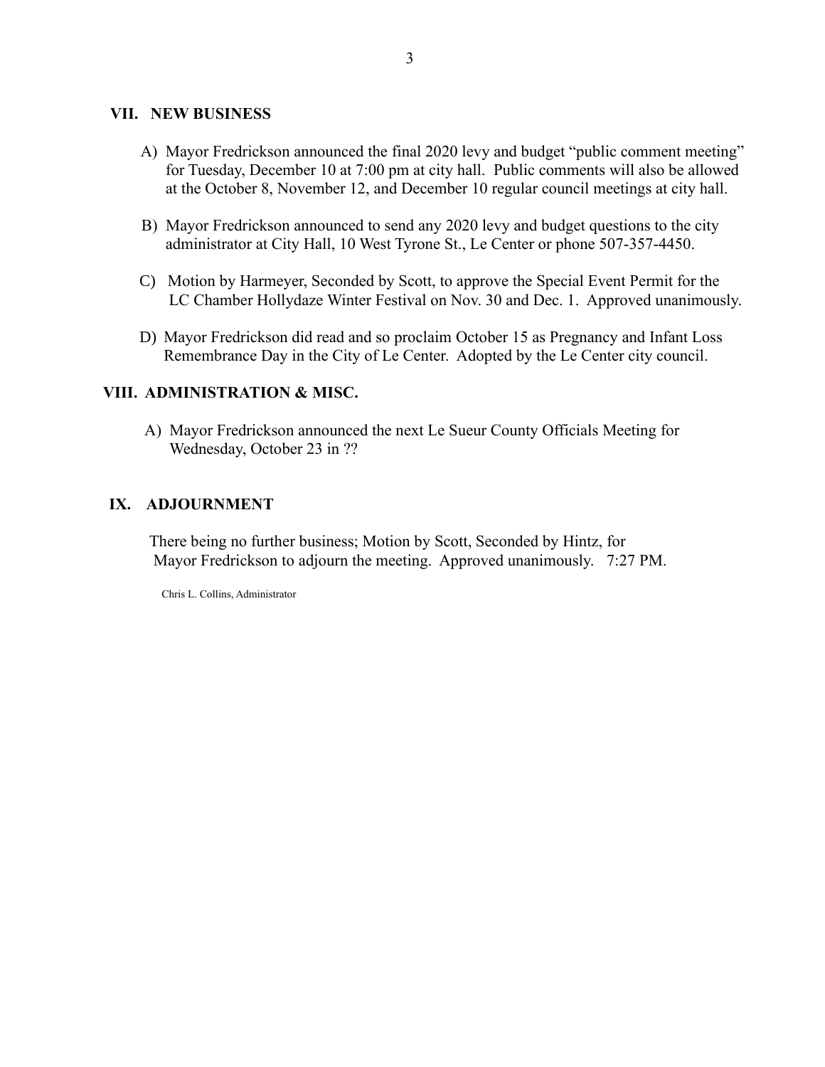## VII. NEW BUSINESS

A) Mayor Fredrickson announced the final 2020 levy and budget "public comment meeting" for Tuesday, December 10 at 7:00 pm at city hall. Public comments will also be allowed at the October 8, November 12, and December 10 regular council meetings at city hall.

B) Mayor Fredrickson announced to send any 2020 levy and budget questions to the city administrator at City Hall, 10 West Tyrone St., Le Center or phone 507-357-4450.

C) Motion by Harmeyer, Seconded by Scott, to approve the Special Event Permit for the LC Chamber Hollydaze Winter Festival on Nov. 30 and Dec. 1. Approved unanimously.

D) Mayor Fredrickson did read and so proclaim October 15 as Pregnancy and Infant Loss Remembrance Day in the City of Le Center. Adopted by the Le Center city council.

## VIII. ADMINISTRATION & MISC.

A) Mayor Fredrickson announced the next Le Sueur County Officials Meeting for Wednesday, October 23 in ??

## IX. ADJOURNMENT

There being no further business; Motion by Scott, Seconded by Hintz, for Mayor Fredrickson to adjourn the meeting. Approved unanimously. 7:27 PM.

Chris L. Collins, Administrator